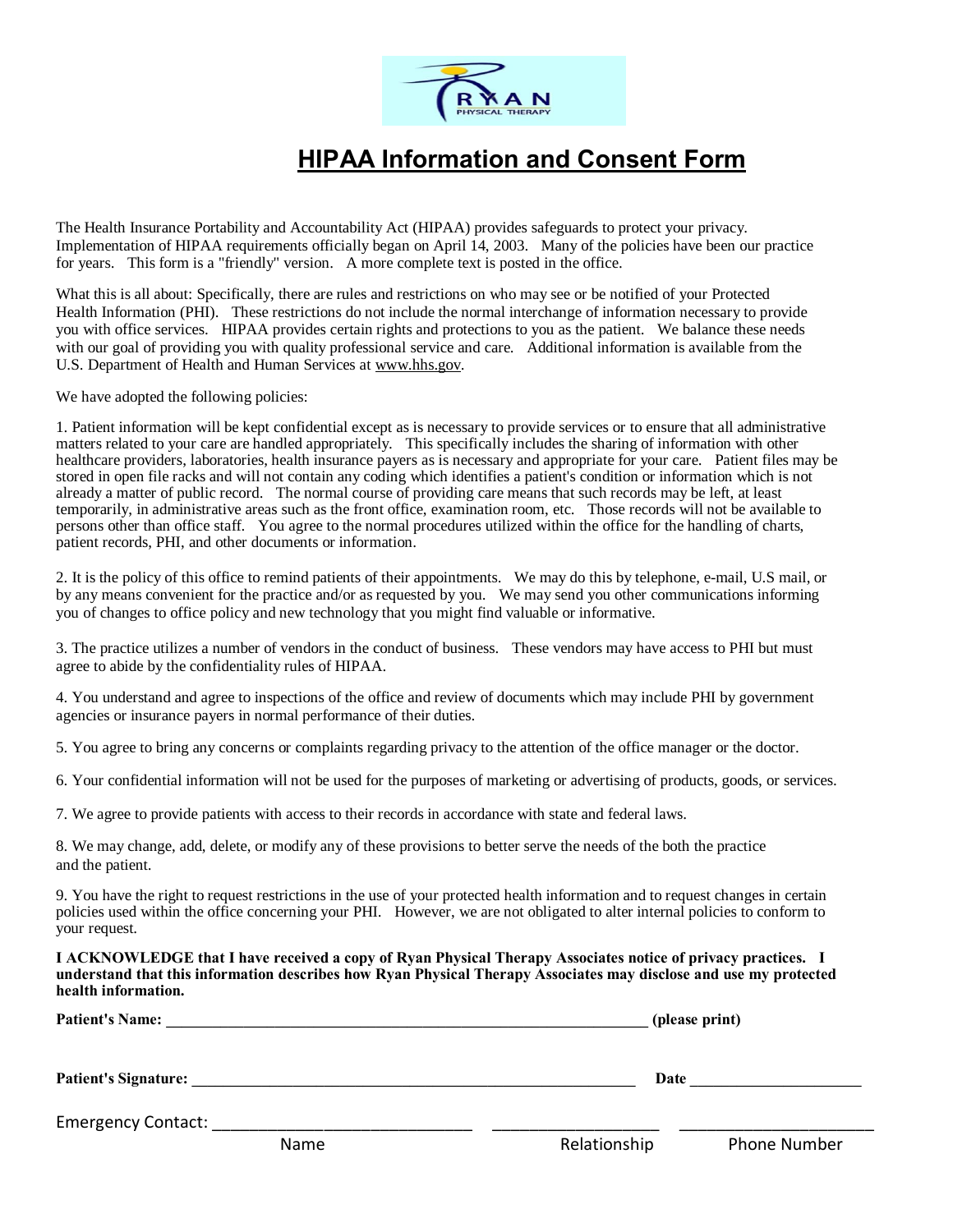# HIPAA Information and Consent Form

The Health Insurance Portability and Accountability Act (HIPAA) provides safeguards to protect your privacy. Implementation of HIPAA requirements officially began on April 14, 2003. Many of the policies have been our practice for years. This form is a "friendly" version. A more complete text is posted in the office.

What this is all about: Specifically, there are rules and restrictions on who may see or be notified of your Protected Health Information (PHI). These restrictions do not include the normal interchange of information necessary to provide you with office services. HIPAA provides certain rights and protections to you as the patient. We balance these needs with our goal of providing you with quality professional service and care. Additional information is available from the U.S. Department of Health and Human Services at www.hhs.gov.

We have adopted the following policies:

1. Patient information will be kept confidential except as is necessary to provide services or to ensure that all administrative matters related to your care are handled appropriately. This specifically includes the sharing of information with other healthcare providers, laboratories, health insurance payers as is necessary and appropriate for your care. Patient files may be stored in open file racks and will not contain any coding which identifies a patient's condition or information which is not already a matter of public record. The normal course of providing care means that such records may be left, at least temporarily, in administrative areas such as the front office, examination room, etc. Those records will not be available to persons other than office staff. You agree to the normal procedures utilized within the office for the handling of charts, patient records, PHI, and other documents or information.

2. It is the policy of this office to remind patients of their appointments. We may do this by telephone, e-mail, U.S mail, or by any means convenient for the practice and/or as requested by you. We may send you other communications informing you of changes to office policy and new technology that you might find valuable or informative.

3. The practice utilizes a number of vendors in the conduct of business. These vendors may have access to PHI but must agree to abide by the confidentiality rules of HIPAA.

4. You understand and agree to inspections of the office and review of documents which may include PHI by government agencies or insurance payers in normal performance of their duties.

5. You agree to bring any concerns or complaints regarding privacy to the attention of the office manager or the doctor.

6. Your confidential information will not be used for the purposes of marketing or advertising of products, goods, or services.

7. We agree to provide patients with access to their records in accordance with state and federal laws.

8. We may change, add, delete, or modify any of these provisions to better serve the needs of the both the practice and the patient.

9. You have the right to request restrictions in the use of your protected health information and to request changes in certain policies used within the office concerning your PHI. However, we are not obligated to alter internal policies to conform to your request.

**I ACKNOWLEDGE that I have received a copy of Ryan Physical Therapy Associates notice of privacy practices. I understand that this information describes how Ryan Physical Therapy Associates may disclose and use my protected health information.**

**Patient's Name:** ______________________________________________ **(please print)**

**Patient's Signature:** ____________________________________________ **Date** ____________________

Emergency Contact: ______________________________ ____________________ ______________________

Name Relationship Phone Number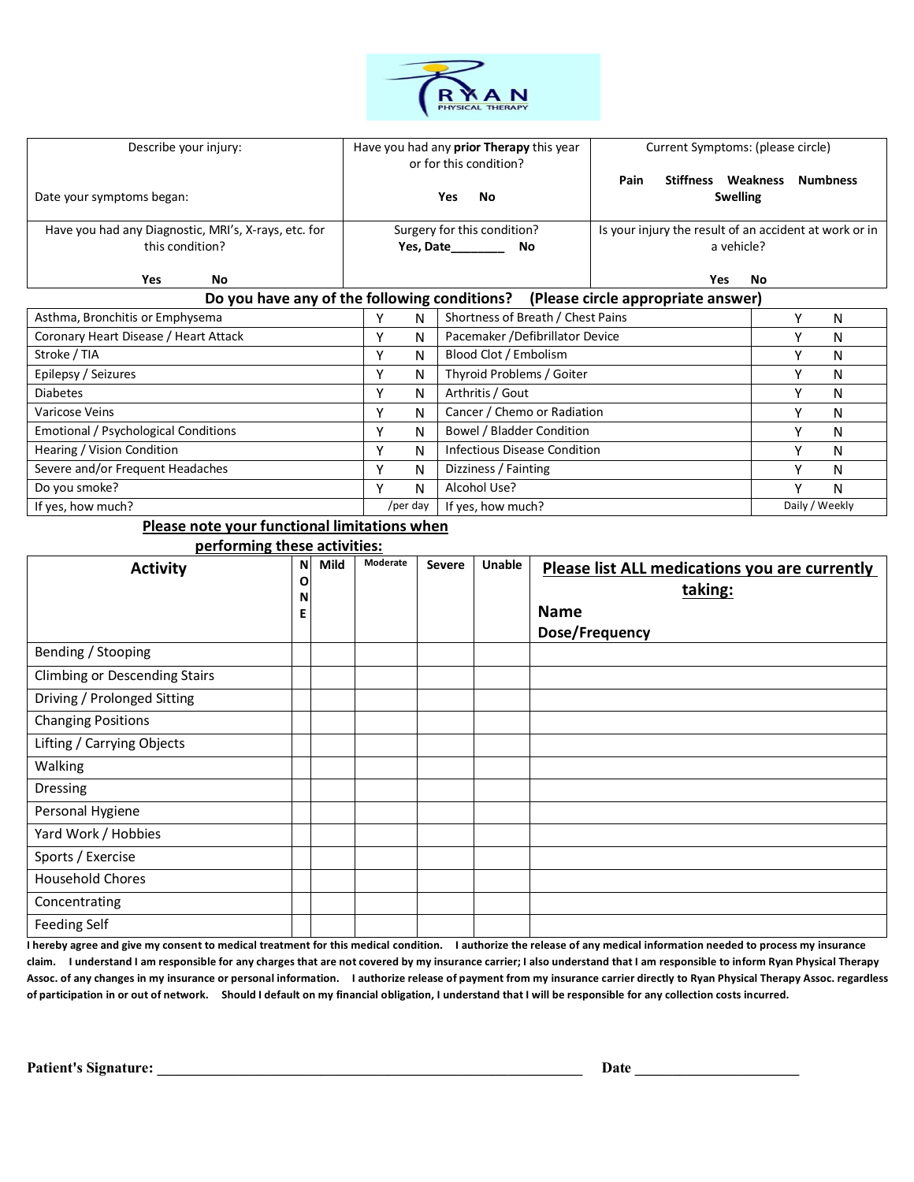RYAN PHYSICAL THERAPY

| | | |
|---|---|---|
| Describe your injury:<br><br>Date your symptoms began: | Have you had any **prior Therapy** this year or for this condition?<br><br>**Yes No** | Current Symptoms: (please circle)<br><br>**Pain Stiffness Weakness Numbness Swelling** |
| Have you had any Diagnostic, MRI's, X-rays, etc. for this condition?<br><br>**Yes No** | Surgery for this condition?<br>**Yes, Date________ No** | Is your injury the result of an accident at work or in a vehicle?<br><br>**Yes No** |

**Do you have any of the following conditions? (Please circle appropriate answer)**

| | | | | | |
|---|---|---|---|---|---|
| Asthma, Bronchitis or Emphysema | Y | N | Shortness of Breath / Chest Pains | Y | N |
| Coronary Heart Disease / Heart Attack | Y | N | Pacemaker /Defibrillator Device | Y | N |
| Stroke / TIA | Y | N | Blood Clot / Embolism | Y | N |
| Epilepsy / Seizures | Y | N | Thyroid Problems / Goiter | Y | N |
| Diabetes | Y | N | Arthritis / Gout | Y | N |
| Varicose Veins | Y | N | Cancer / Chemo or Radiation | Y | N |
| Emotional / Psychological Conditions | Y | N | Bowel / Bladder Condition | Y | N |
| Hearing / Vision Condition | Y | N | Infectious Disease Condition | Y | N |
| Severe and/or Frequent Headaches | Y | N | Dizziness / Fainting | Y | N |
| Do you smoke? | Y | N | Alcohol Use? | Y | N |
| If yes, how much? | /per day | | If yes, how much? | Daily / Weekly | |

**Please note your functional limitations when performing these activities:**

| Activity | NONE | Mild | Moderate | Severe | Unable | **Please list ALL medications you are currently taking:**<br>**Name**<br>**Dose/Frequency** |
|---|---|---|---|---|---|---|
| Bending / Stooping | | | | | | |
| Climbing or Descending Stairs | | | | | | |
| Driving / Prolonged Sitting | | | | | | |
| Changing Positions | | | | | | |
| Lifting / Carrying Objects | | | | | | |
| Walking | | | | | | |
| Dressing | | | | | | |
| Personal Hygiene | | | | | | |
| Yard Work / Hobbies | | | | | | |
| Sports / Exercise | | | | | | |
| Household Chores | | | | | | |
| Concentrating | | | | | | |
| Feeding Self | | | | | | |

**I hereby agree and give my consent to medical treatment for this medical condition. I authorize the release of any medical information needed to process my insurance claim. I understand I am responsible for any charges that are not covered by my insurance carrier; I also understand that I am responsible to inform Ryan Physical Therapy Assoc. of any changes in my insurance or personal information. I authorize release of payment from my insurance carrier directly to Ryan Physical Therapy Assoc. regardless of participation in or out of network. Should I default on my financial obligation, I understand that I will be responsible for any collection costs incurred.**

**Patient's Signature:** ____________________________________________________________ **Date** ______________________